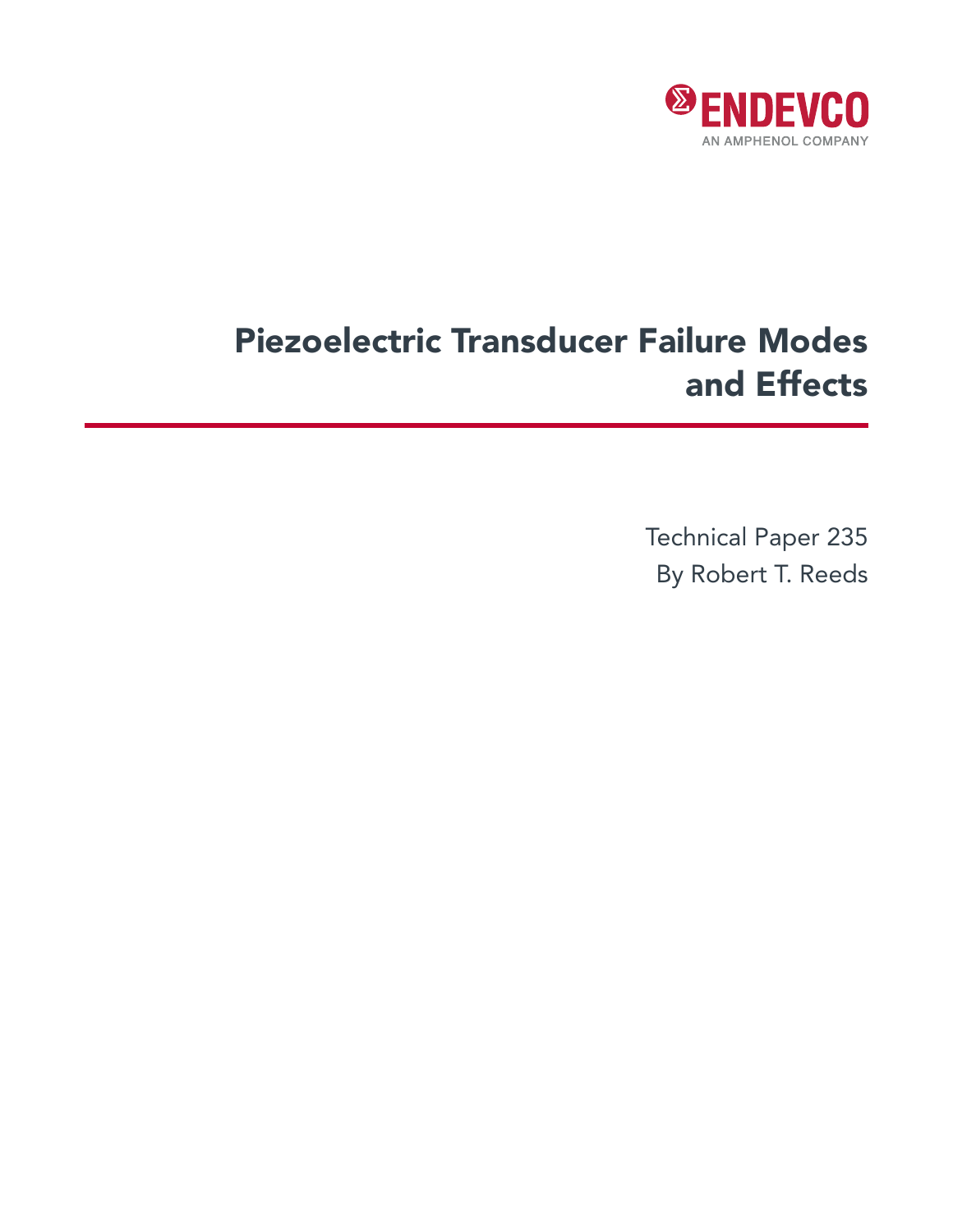ENDEVCO

AN AMPHENOL COMPANY

# Piezoelectric Transducer Failure Modes and Effects

Technical Paper 235

By Robert T. Reeds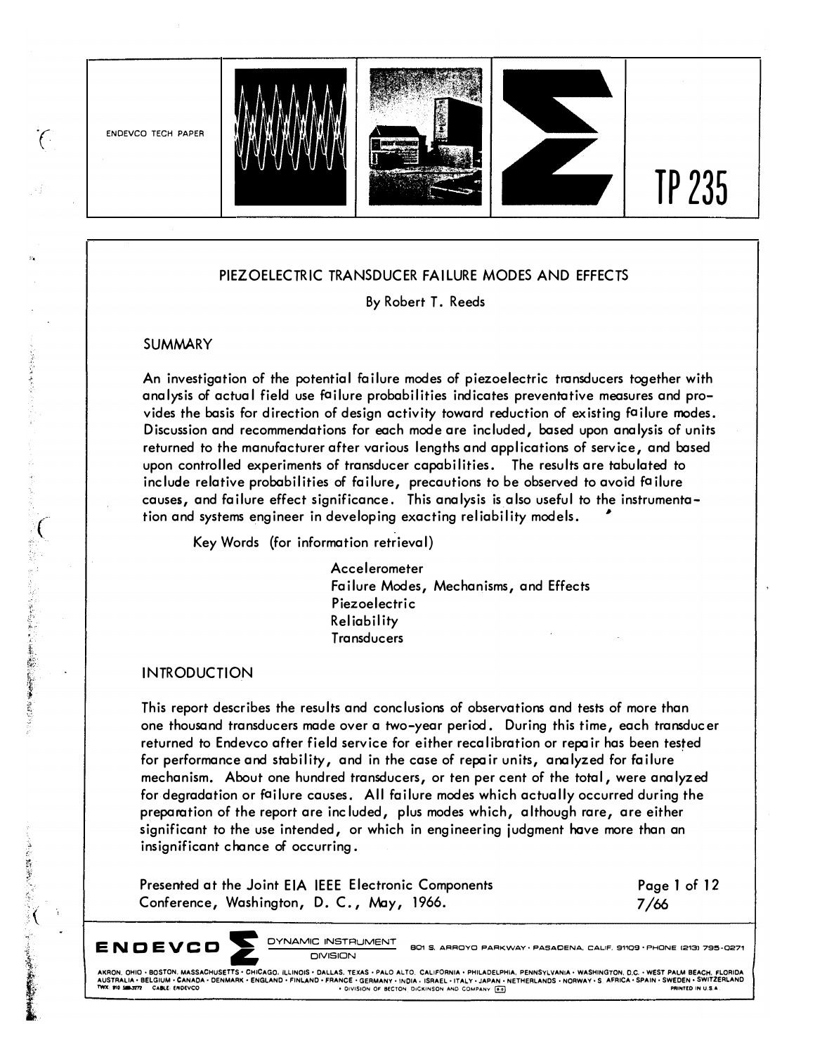ENDEVCO TECH PAPER

TP 235

# PIEZOELECTRIC TRANSDUCER FAILURE MODES AND EFFECTS

By Robert T. Reeds

## SUMMARY

An investigation of the potential failure modes of piezoelectric transducers together with analysis of actual field use failure probabilities indicates preventative measures and provides the basis for direction of design activity toward reduction of existing failure modes. Discussion and recommendations for each mode are included, based upon analysis of units returned to the manufacturer after various lengths and applications of service, and based upon controlled experiments of transducer capabilities. The results are tabulated to include relative probabilities of failure, precautions to be observed to avoid failure causes, and failure effect significance. This analysis is also useful to the instrumentation and systems engineer in developing exacting reliability models.

Key Words (for information retrieval)

- Accelerometer
- Failure Modes, Mechanisms, and Effects
- Piezoelectric
- Reliability
- Transducers

## INTRODUCTION

This report describes the results and conclusions of observations and tests of more than one thousand transducers made over a two-year period. During this time, each transducer returned to Endevco after field service for either recalibration or repair has been tested for performance and stability, and in the case of repair units, analyzed for failure mechanism. About one hundred transducers, or ten per cent of the total, were analyzed for degradation or failure causes. All failure modes which actually occurred during the preparation of the report are included, plus modes which, although rare, are either significant to the use intended, or which in engineering judgment have more than an insignificant chance of occurring.

Presented at the Joint EIA IEEE Electronic Components Conference, Washington, D. C., May, 1966.

7/66

ENDEVCO DYNAMIC INSTRUMENT DIVISION 801 S. ARROYO PARKWAY · PASADENA, CALIF. 91109 · PHONE (213) 795-0271

AKRON, OHIO · BOSTON, MASSACHUSETTS · CHICAGO, ILLINOIS · DALLAS, TEXAS · PALO ALTO, CALIFORNIA · PHILADELPHIA, PENNSYLVANIA · WASHINGTON, D.C. · WEST PALM BEACH, FLORIDA
AUSTRALIA · BELGIUM · CANADA · DENMARK · ENGLAND · FINLAND · FRANCE · GERMANY · INDIA · ISRAEL · ITALY · JAPAN · NETHERLANDS · NORWAY · S. AFRICA · SPAIN · SWEDEN · SWITZERLAND
TWX 910 588-3772 CABLE: ENDEVCO · DIVISION OF BECTON, DICKINSON AND COMPANY PRINTED IN U.S.A.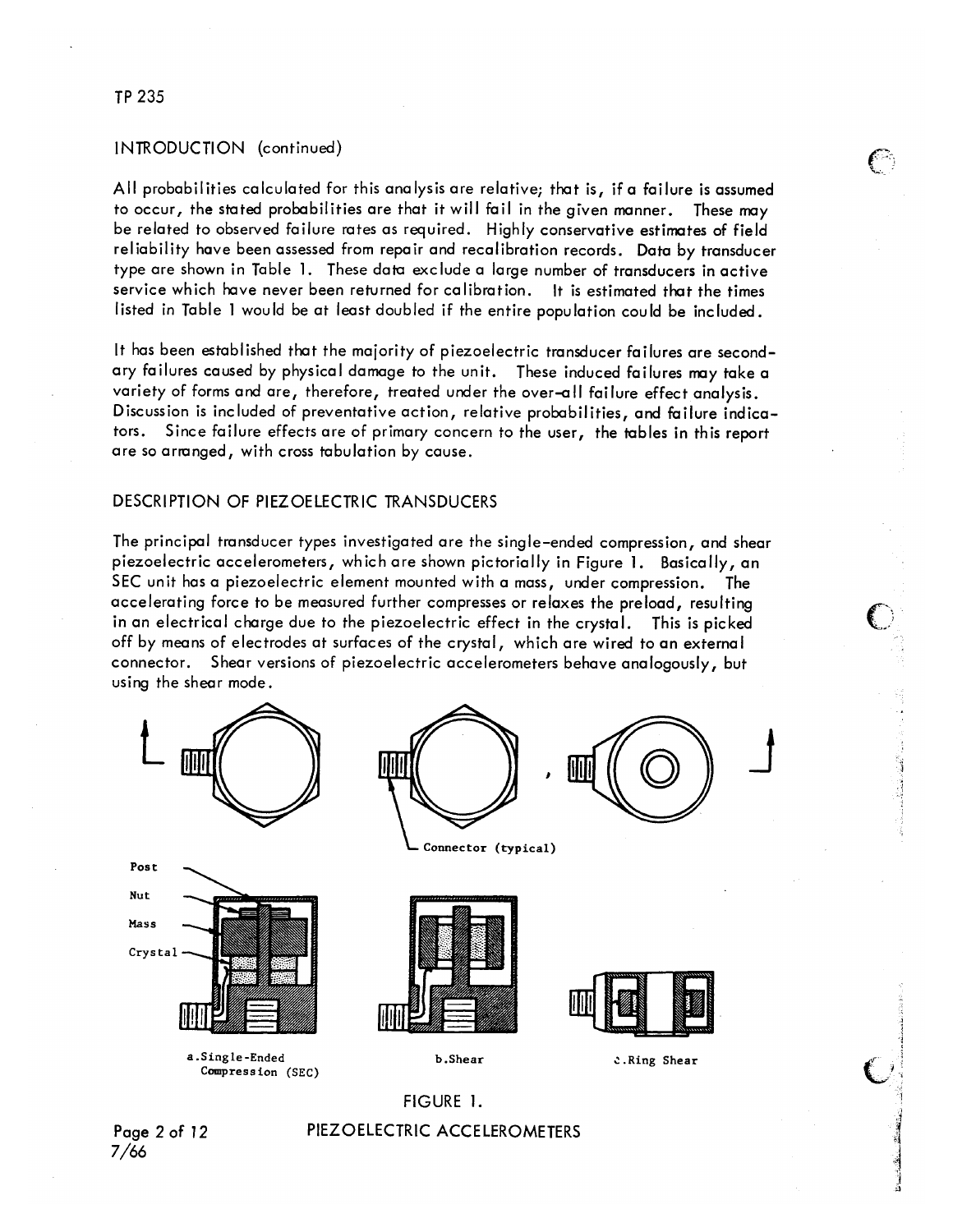## INTRODUCTION (continued)

All probabilities calculated for this analysis are relative; that is, if a failure is assumed to occur, the stated probabilities are that it will fail in the given manner. These may be related to observed failure rates as required. Highly conservative estimates of field reliability have been assessed from repair and recalibration records. Data by transducer type are shown in Table 1. These data exclude a large number of transducers in active service which have never been returned for calibration. It is estimated that the times listed in Table 1 would be at least doubled if the entire population could be included.

It has been established that the majority of piezoelectric transducer failures are secondary failures caused by physical damage to the unit. These induced failures may take a variety of forms and are, therefore, treated under the over-all failure effect analysis. Discussion is included of preventative action, relative probabilities, and failure indicators. Since failure effects are of primary concern to the user, the tables in this report are so arranged, with cross tabulation by cause.

## DESCRIPTION OF PIEZOELECTRIC TRANSDUCERS

The principal transducer types investigated are the single-ended compression, and shear piezoelectric accelerometers, which are shown pictorially in Figure 1. Basically, an SEC unit has a piezoelectric element mounted with a mass, under compression. The accelerating force to be measured further compresses or relaxes the preload, resulting in an electrical charge due to the piezoelectric effect in the crystal. This is picked off by means of electrodes at surfaces of the crystal, which are wired to an external connector. Shear versions of piezoelectric accelerometers behave analogously, but using the shear mode.

Connector (typical)

Post
Nut
Mass
Crystal

a. Single-Ended Compression (SEC)

b. Shear

c. Ring Shear

FIGURE 1.

PIEZOELECTRIC ACCELEROMETERS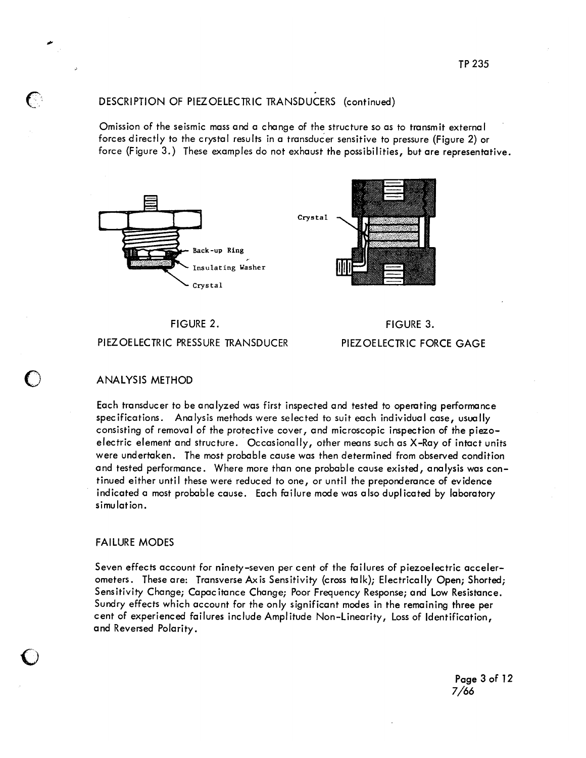## DESCRIPTION OF PIEZOELECTRIC TRANSDUCERS (continued)

Omission of the seismic mass and a change of the structure so as to transmit external forces directly to the crystal results in a transducer sensitive to pressure (Figure 2) or force (Figure 3.) These examples do not exhaust the possibilities, but are representative.

Back-up Ring

Insulating Washer

Crystal

FIGURE 2.

PIEZOELECTRIC PRESSURE TRANSDUCER

Crystal

FIGURE 3.

PIEZOELECTRIC FORCE GAGE

## ANALYSIS METHOD

Each transducer to be analyzed was first inspected and tested to operating performance specifications. Analysis methods were selected to suit each individual case, usually consisting of removal of the protective cover, and microscopic inspection of the piezoelectric element and structure. Occasionally, other means such as X-Ray of intact units were undertaken. The most probable cause was then determined from observed condition and tested performance. Where more than one probable cause existed, analysis was continued either until these were reduced to one, or until the preponderance of evidence indicated a most probable cause. Each failure mode was also duplicated by laboratory simulation.

## FAILURE MODES

Seven effects account for ninety-seven per cent of the failures of piezoelectric accelerometers. These are: Transverse Axis Sensitivity (cross talk); Electrically Open; Shorted; Sensitivity Change; Capacitance Change; Poor Frequency Response; and Low Resistance. Sundry effects which account for the only significant modes in the remaining three per cent of experienced failures include Amplitude Non-Linearity, Loss of Identification, and Reversed Polarity.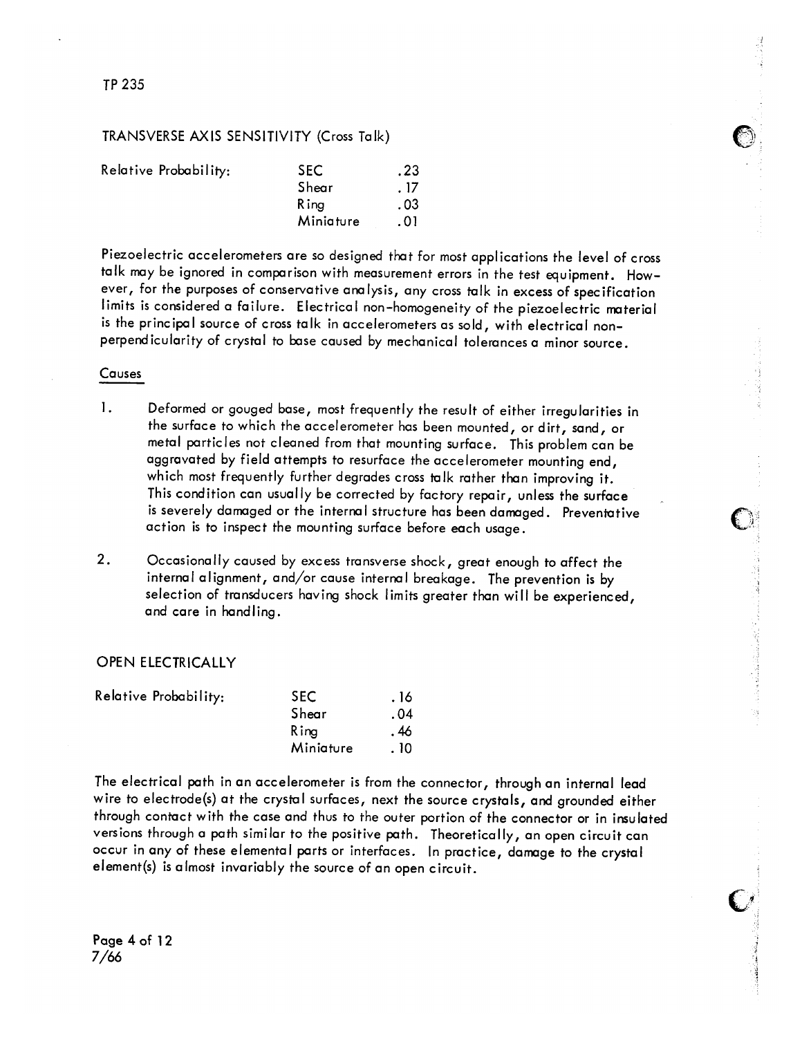## TRANSVERSE AXIS SENSITIVITY (Cross Talk)

| Relative Probability: | | |
|---|---|---|
| | SEC | .23 |
| | Shear | .17 |
| | Ring | .03 |
| | Miniature | .01 |

Piezoelectric accelerometers are so designed that for most applications the level of cross talk may be ignored in comparison with measurement errors in the test equipment. However, for the purposes of conservative analysis, any cross talk in excess of specification limits is considered a failure. Electrical non-homogeneity of the piezoelectric material is the principal source of cross talk in accelerometers as sold, with electrical non-perpendicularity of crystal to base caused by mechanical tolerances a minor source.

### Causes

1. Deformed or gouged base, most frequently the result of either irregularities in the surface to which the accelerometer has been mounted, or dirt, sand, or metal particles not cleaned from that mounting surface. This problem can be aggravated by field attempts to resurface the accelerometer mounting end, which most frequently further degrades cross talk rather than improving it. This condition can usually be corrected by factory repair, unless the surface is severely damaged or the internal structure has been damaged. Preventative action is to inspect the mounting surface before each usage.

2. Occasionally caused by excess transverse shock, great enough to affect the internal alignment, and/or cause internal breakage. The prevention is by selection of transducers having shock limits greater than will be experienced, and care in handling.

## OPEN ELECTRICALLY

| Relative Probability: | | |
|---|---|---|
| | SEC | .16 |
| | Shear | .04 |
| | Ring | .46 |
| | Miniature | .10 |

The electrical path in an accelerometer is from the connector, through an internal lead wire to electrode(s) at the crystal surfaces, next the source crystals, and grounded either through contact with the case and thus to the outer portion of the connector or in insulated versions through a path similar to the positive path. Theoretically, an open circuit can occur in any of these elemental parts or interfaces. In practice, damage to the crystal element(s) is almost invariably the source of an open circuit.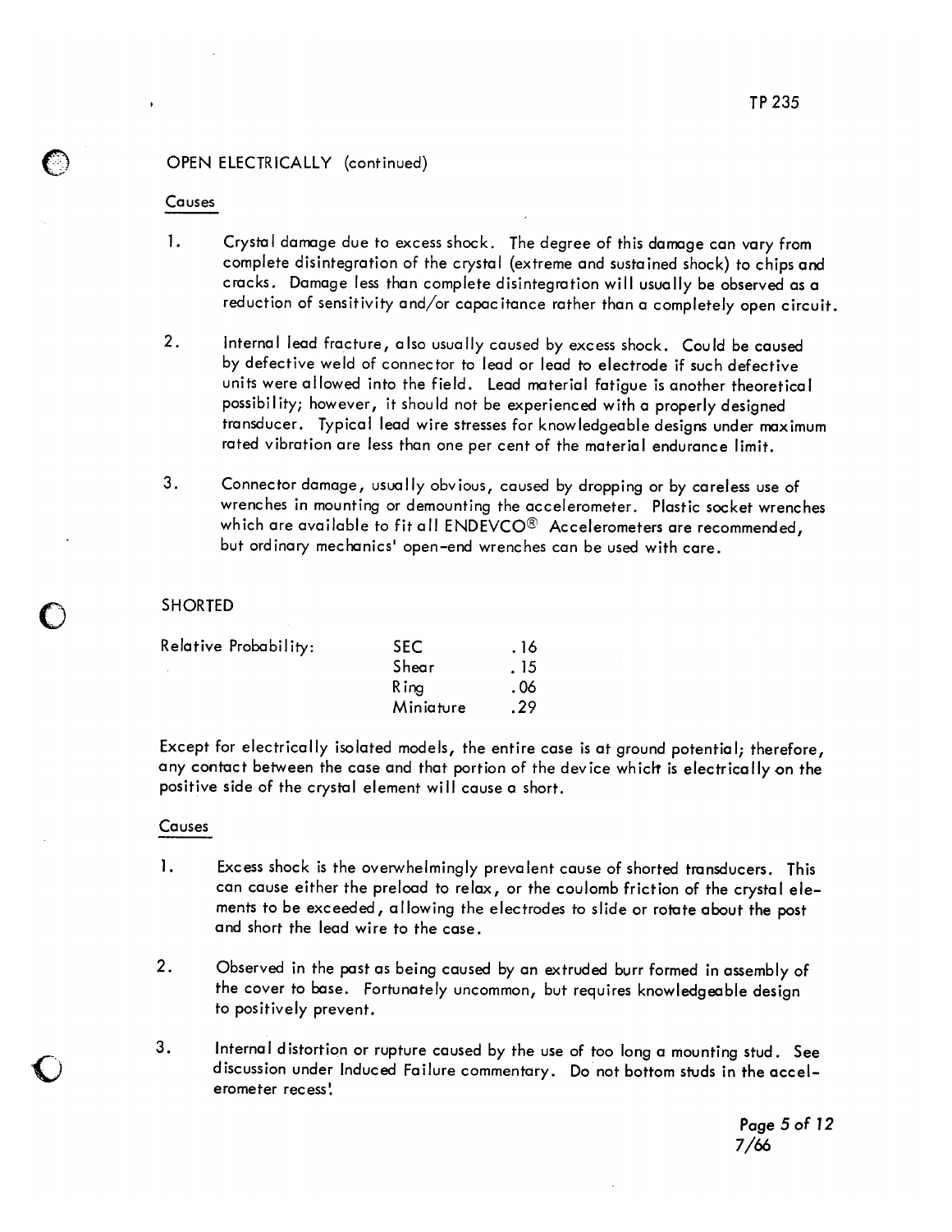## OPEN ELECTRICALLY (continued)

Causes

1. Crystal damage due to excess shock. The degree of this damage can vary from complete disintegration of the crystal (extreme and sustained shock) to chips and cracks. Damage less than complete disintegration will usually be observed as a reduction of sensitivity and/or capacitance rather than a completely open circuit.

2. Internal lead fracture, also usually caused by excess shock. Could be caused by defective weld of connector to lead or lead to electrode if such defective units were allowed into the field. Lead material fatigue is another theoretical possibility; however, it should not be experienced with a properly designed transducer. Typical lead wire stresses for knowledgeable designs under maximum rated vibration are less than one per cent of the material endurance limit.

3. Connector damage, usually obvious, caused by dropping or by careless use of wrenches in mounting or demounting the accelerometer. Plastic socket wrenches which are available to fit all ENDEVCO® Accelerometers are recommended, but ordinary mechanics' open-end wrenches can be used with care.

## SHORTED

| Relative Probability: | | |
|---|---|---|
| | SEC | .16 |
| | Shear | .15 |
| | Ring | .06 |
| | Miniature | .29 |

Except for electrically isolated models, the entire case is at ground potential; therefore, any contact between the case and that portion of the device which is electrically on the positive side of the crystal element will cause a short.

Causes

1. Excess shock is the overwhelmingly prevalent cause of shorted transducers. This can cause either the preload to relax, or the coulomb friction of the crystal elements to be exceeded, allowing the electrodes to slide or rotate about the post and short the lead wire to the case.

2. Observed in the past as being caused by an extruded burr formed in assembly of the cover to base. Fortunately uncommon, but requires knowledgeable design to positively prevent.

3. Internal distortion or rupture caused by the use of too long a mounting stud. See discussion under Induced Failure commentary. Do not bottom studs in the accelerometer recess!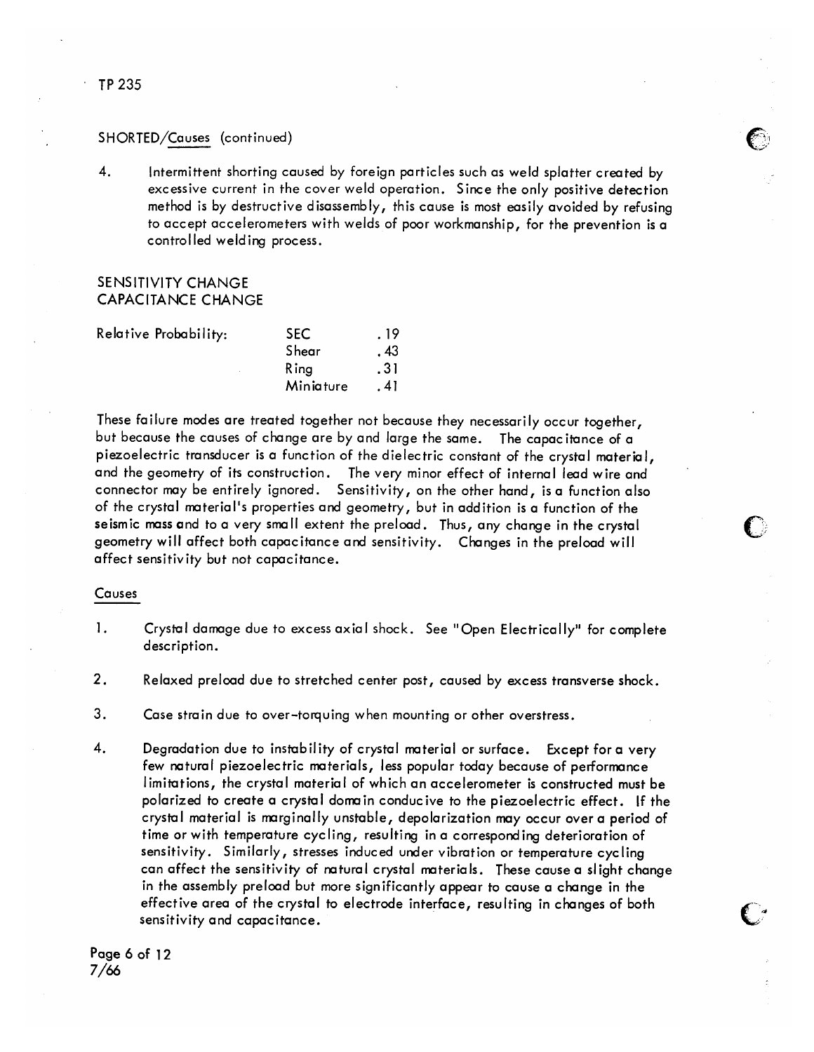SHORTED/Causes (continued)

4. Intermittent shorting caused by foreign particles such as weld splatter created by excessive current in the cover weld operation. Since the only positive detection method is by destructive disassembly, this cause is most easily avoided by refusing to accept accelerometers with welds of poor workmanship, for the prevention is a controlled welding process.

## SENSITIVITY CHANGE
## CAPACITANCE CHANGE

| Relative Probability: | | |
|---|---|---|
| | SEC | .19 |
| | Shear | .43 |
| | Ring | .31 |
| | Miniature | .41 |

These failure modes are treated together not because they necessarily occur together, but because the causes of change are by and large the same. The capacitance of a piezoelectric transducer is a function of the dielectric constant of the crystal material, and the geometry of its construction. The very minor effect of internal lead wire and connector may be entirely ignored. Sensitivity, on the other hand, is a function also of the crystal material's properties and geometry, but in addition is a function of the seismic mass and to a very small extent the preload. Thus, any change in the crystal geometry will affect both capacitance and sensitivity. Changes in the preload will affect sensitivity but not capacitance.

Causes

1. Crystal damage due to excess axial shock. See "Open Electrically" for complete description.

2. Relaxed preload due to stretched center post, caused by excess transverse shock.

3. Case strain due to over-torquing when mounting or other overstress.

4. Degradation due to instability of crystal material or surface. Except for a very few natural piezoelectric materials, less popular today because of performance limitations, the crystal material of which an accelerometer is constructed must be polarized to create a crystal domain conducive to the piezoelectric effect. If the crystal material is marginally unstable, depolarization may occur over a period of time or with temperature cycling, resulting in a corresponding deterioration of sensitivity. Similarly, stresses induced under vibration or temperature cycling can affect the sensitivity of natural crystal materials. These cause a slight change in the assembly preload but more significantly appear to cause a change in the effective area of the crystal to electrode interface, resulting in changes of both sensitivity and capacitance.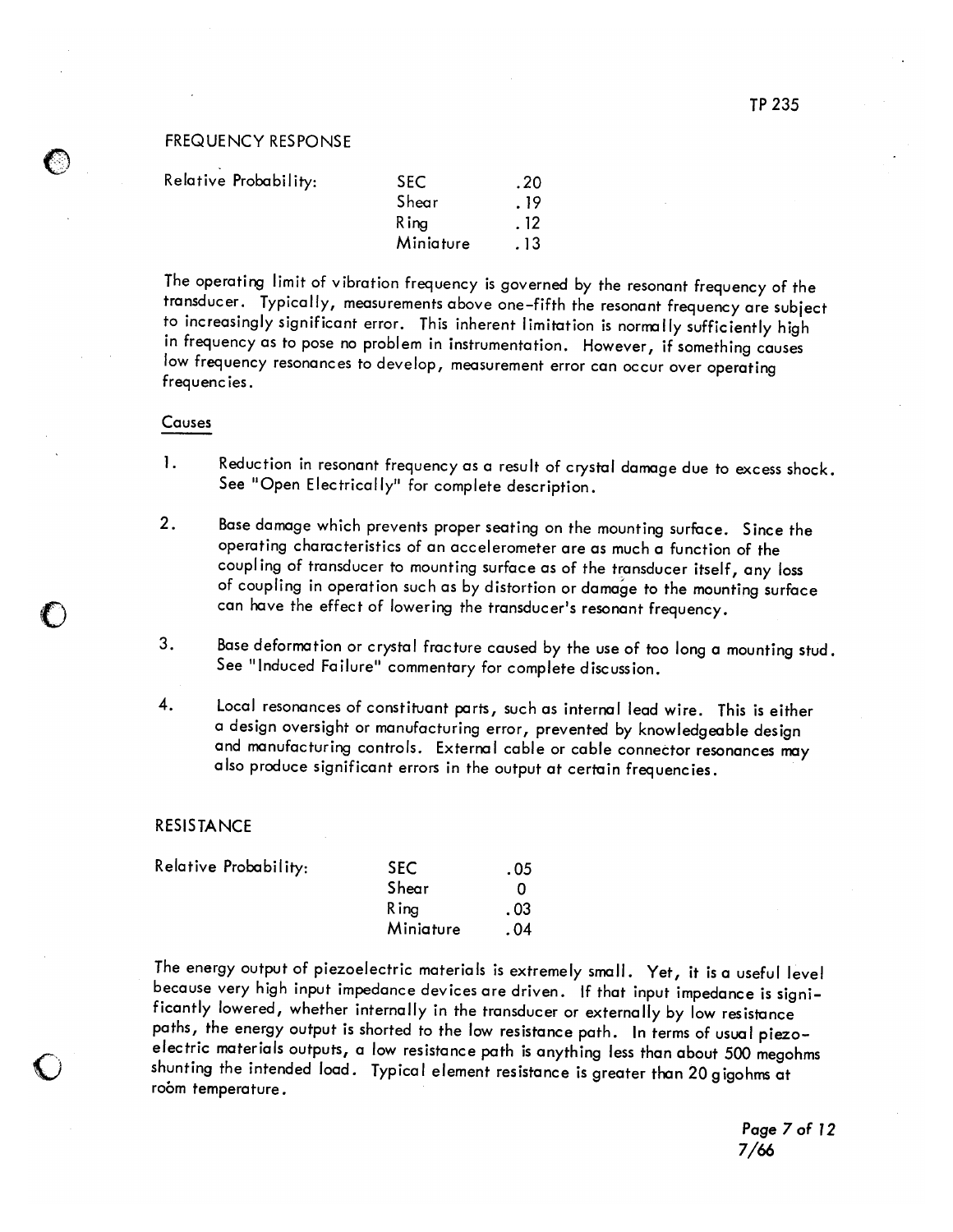## FREQUENCY RESPONSE

Relative Probability:

| | |
|---|---|
| SEC | .20 |
| Shear | .19 |
| Ring | .12 |
| Miniature | .13 |

The operating limit of vibration frequency is governed by the resonant frequency of the transducer. Typically, measurements above one-fifth the resonant frequency are subject to increasingly significant error. This inherent limitation is normally sufficiently high in frequency as to pose no problem in instrumentation. However, if something causes low frequency resonances to develop, measurement error can occur over operating frequencies.

### Causes

1. Reduction in resonant frequency as a result of crystal damage due to excess shock. See "Open Electrically" for complete description.

2. Base damage which prevents proper seating on the mounting surface. Since the operating characteristics of an accelerometer are as much a function of the coupling of transducer to mounting surface as of the transducer itself, any loss of coupling in operation such as by distortion or damage to the mounting surface can have the effect of lowering the transducer's resonant frequency.

3. Base deformation or crystal fracture caused by the use of too long a mounting stud. See "Induced Failure" commentary for complete discussion.

4. Local resonances of constituant parts, such as internal lead wire. This is either a design oversight or manufacturing error, prevented by knowledgeable design and manufacturing controls. External cable or cable connector resonances may also produce significant errors in the output at certain frequencies.

## RESISTANCE

Relative Probability:

| | |
|---|---|
| SEC | .05 |
| Shear | 0 |
| Ring | .03 |
| Miniature | .04 |

The energy output of piezoelectric materials is extremely small. Yet, it is a useful level because very high input impedance devices are driven. If that input impedance is significantly lowered, whether internally in the transducer or externally by low resistance paths, the energy output is shorted to the low resistance path. In terms of usual piezoelectric materials outputs, a low resistance path is anything less than about 500 megohms shunting the intended load. Typical element resistance is greater than 20 gigohms at room temperature.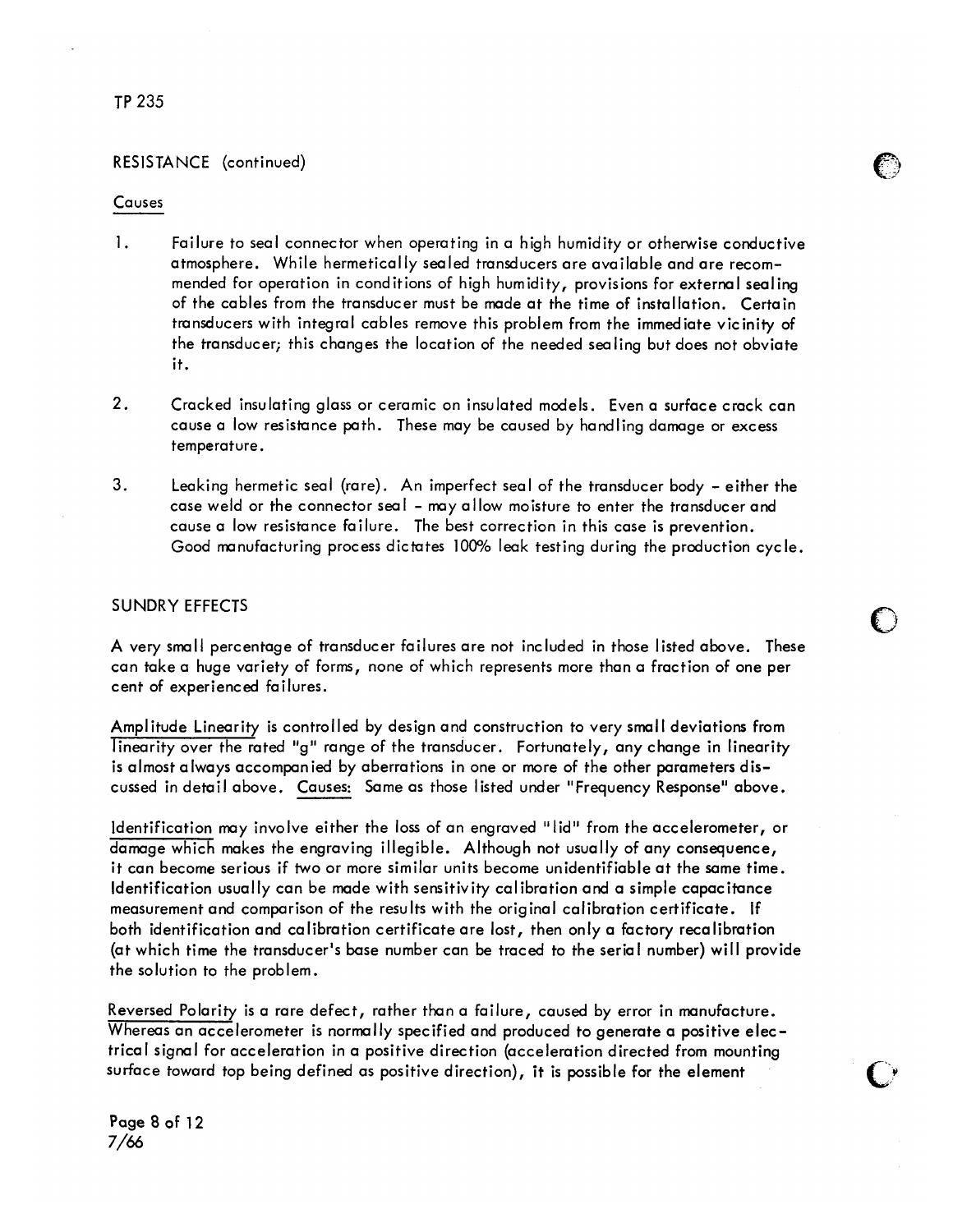## RESISTANCE (continued)

Causes

1. Failure to seal connector when operating in a high humidity or otherwise conductive atmosphere. While hermetically sealed transducers are available and are recommended for operation in conditions of high humidity, provisions for external sealing of the cables from the transducer must be made at the time of installation. Certain transducers with integral cables remove this problem from the immediate vicinity of the transducer; this changes the location of the needed sealing but does not obviate it.

2. Cracked insulating glass or ceramic on insulated models. Even a surface crack can cause a low resistance path. These may be caused by handling damage or excess temperature.

3. Leaking hermetic seal (rare). An imperfect seal of the transducer body - either the case weld or the connector seal - may allow moisture to enter the transducer and cause a low resistance failure. The best correction in this case is prevention. Good manufacturing process dictates 100% leak testing during the production cycle.

## SUNDRY EFFECTS

A very small percentage of transducer failures are not included in those listed above. These can take a huge variety of forms, none of which represents more than a fraction of one per cent of experienced failures.

Amplitude Linearity is controlled by design and construction to very small deviations from linearity over the rated "g" range of the transducer. Fortunately, any change in linearity is almost always accompanied by aberrations in one or more of the other parameters discussed in detail above. Causes: Same as those listed under "Frequency Response" above.

Identification may involve either the loss of an engraved "lid" from the accelerometer, or damage which makes the engraving illegible. Although not usually of any consequence, it can become serious if two or more similar units become unidentifiable at the same time. Identification usually can be made with sensitivity calibration and a simple capacitance measurement and comparison of the results with the original calibration certificate. If both identification and calibration certificate are lost, then only a factory recalibration (at which time the transducer's base number can be traced to the serial number) will provide the solution to the problem.

Reversed Polarity is a rare defect, rather than a failure, caused by error in manufacture. Whereas an accelerometer is normally specified and produced to generate a positive electrical signal for acceleration in a positive direction (acceleration directed from mounting surface toward top being defined as positive direction), it is possible for the element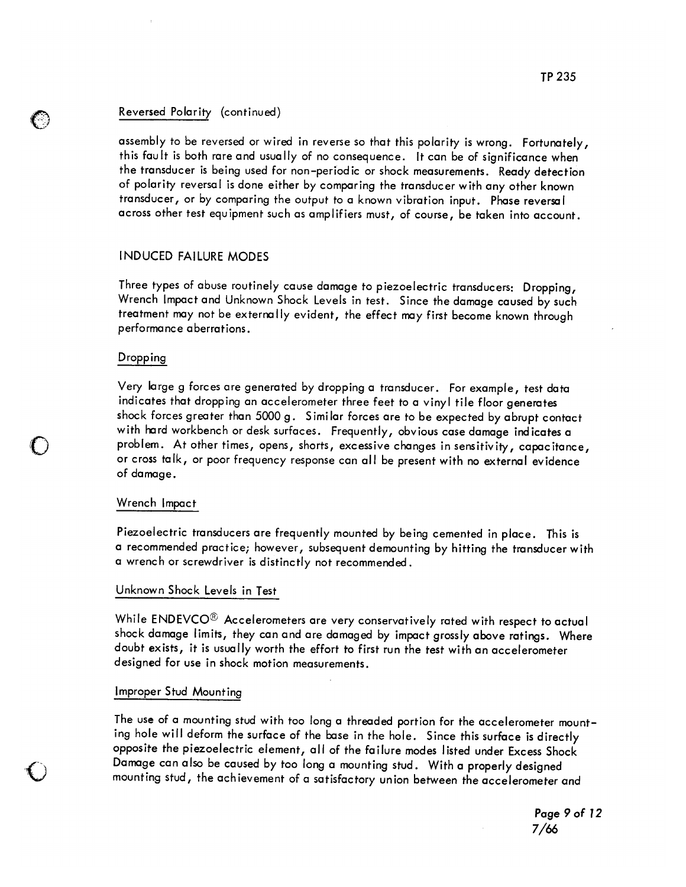### Reversed Polarity (continued)

assembly to be reversed or wired in reverse so that this polarity is wrong. Fortunately, this fault is both rare and usually of no consequence. It can be of significance when the transducer is being used for non-periodic or shock measurements. Ready detection of polarity reversal is done either by comparing the transducer with any other known transducer, or by comparing the output to a known vibration input. Phase reversal across other test equipment such as amplifiers must, of course, be taken into account.

## INDUCED FAILURE MODES

Three types of abuse routinely cause damage to piezoelectric transducers: Dropping, Wrench Impact and Unknown Shock Levels in test. Since the damage caused by such treatment may not be externally evident, the effect may first become known through performance aberrations.

### Dropping

Very large g forces are generated by dropping a transducer. For example, test data indicates that dropping an accelerometer three feet to a vinyl tile floor generates shock forces greater than 5000 g. Similar forces are to be expected by abrupt contact with hard workbench or desk surfaces. Frequently, obvious case damage indicates a problem. At other times, opens, shorts, excessive changes in sensitivity, capacitance, or cross talk, or poor frequency response can all be present with no external evidence of damage.

### Wrench Impact

Piezoelectric transducers are frequently mounted by being cemented in place. This is a recommended practice; however, subsequent demounting by hitting the transducer with a wrench or screwdriver is distinctly not recommended.

### Unknown Shock Levels in Test

While ENDEVCO® Accelerometers are very conservatively rated with respect to actual shock damage limits, they can and are damaged by impact grossly above ratings. Where doubt exists, it is usually worth the effort to first run the test with an accelerometer designed for use in shock motion measurements.

### Improper Stud Mounting

The use of a mounting stud with too long a threaded portion for the accelerometer mounting hole will deform the surface of the base in the hole. Since this surface is directly opposite the piezoelectric element, all of the failure modes listed under Excess Shock Damage can also be caused by too long a mounting stud. With a properly designed mounting stud, the achievement of a satisfactory union between the accelerometer and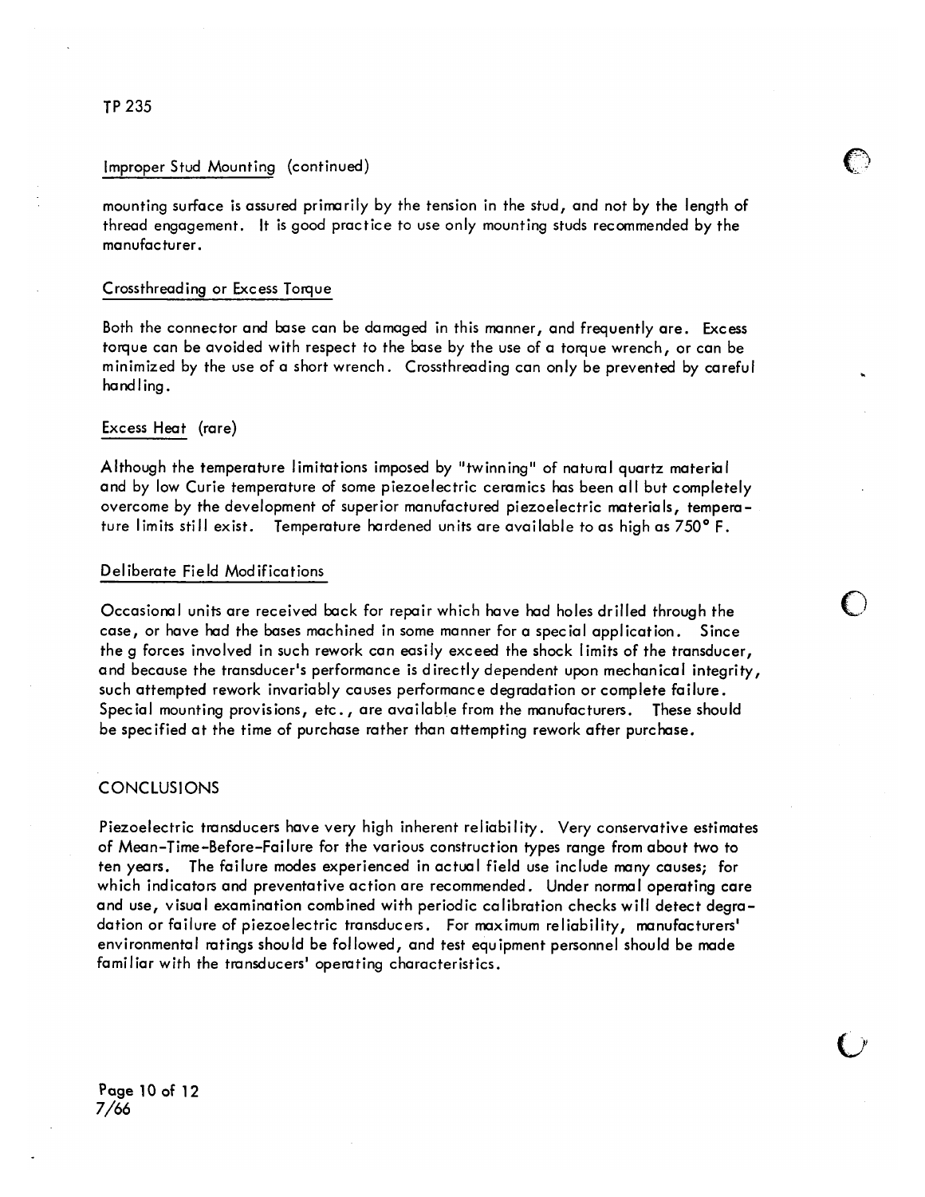### Improper Stud Mounting (continued)

mounting surface is assured primarily by the tension in the stud, and not by the length of thread engagement. It is good practice to use only mounting studs recommended by the manufacturer.

### Crossthreading or Excess Torque

Both the connector and base can be damaged in this manner, and frequently are. Excess torque can be avoided with respect to the base by the use of a torque wrench, or can be minimized by the use of a short wrench. Crossthreading can only be prevented by careful handling.

### Excess Heat (rare)

Although the temperature limitations imposed by "twinning" of natural quartz material and by low Curie temperature of some piezoelectric ceramics has been all but completely overcome by the development of superior manufactured piezoelectric materials, temperature limits still exist. Temperature hardened units are available to as high as 750° F.

### Deliberate Field Modifications

Occasional units are received back for repair which have had holes drilled through the case, or have had the bases machined in some manner for a special application. Since the g forces involved in such rework can easily exceed the shock limits of the transducer, and because the transducer's performance is directly dependent upon mechanical integrity, such attempted rework invariably causes performance degradation or complete failure. Special mounting provisions, etc., are available from the manufacturers. These should be specified at the time of purchase rather than attempting rework after purchase.

## CONCLUSIONS

Piezoelectric transducers have very high inherent reliability. Very conservative estimates of Mean-Time-Before-Failure for the various construction types range from about two to ten years. The failure modes experienced in actual field use include many causes; for which indicators and preventative action are recommended. Under normal operating care and use, visual examination combined with periodic calibration checks will detect degradation or failure of piezoelectric transducers. For maximum reliability, manufacturers' environmental ratings should be followed, and test equipment personnel should be made familiar with the transducers' operating characteristics.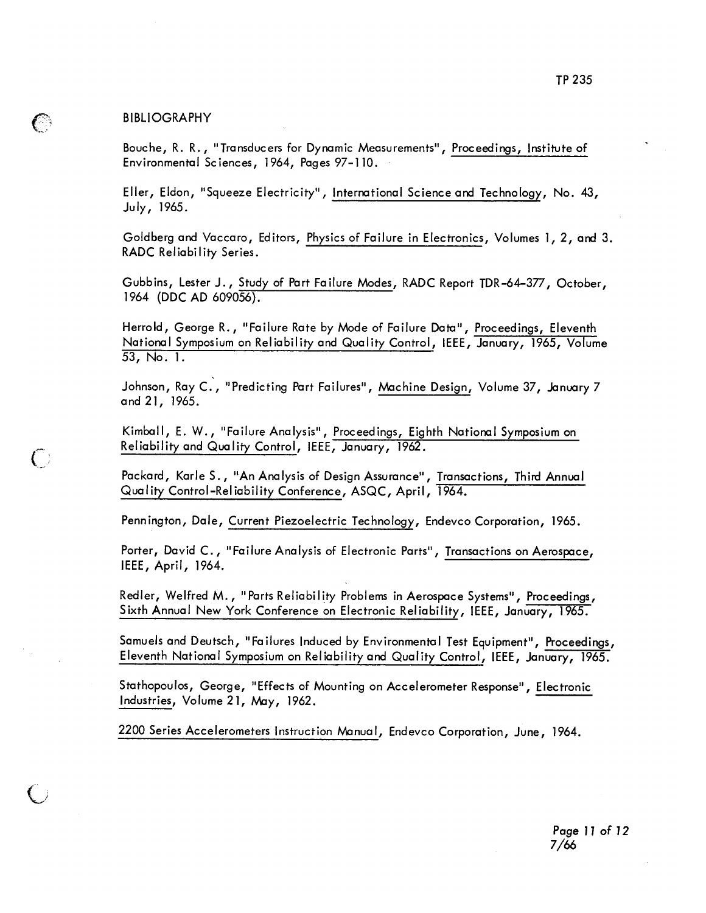# BIBLIOGRAPHY

Bouche, R. R., "Transducers for Dynamic Measurements", Proceedings, Institute of Environmental Sciences, 1964, Pages 97-110.

Eller, Eldon, "Squeeze Electricity", International Science and Technology, No. 43, July, 1965.

Goldberg and Vaccaro, Editors, Physics of Failure in Electronics, Volumes 1, 2, and 3. RADC Reliability Series.

Gubbins, Lester J., Study of Part Failure Modes, RADC Report TDR-64-377, October, 1964 (DDC AD 609056).

Herrold, George R., "Failure Rate by Mode of Failure Data", Proceedings, Eleventh National Symposium on Reliability and Quality Control, IEEE, January, 1965, Volume 53, No. 1.

Johnson, Ray C., "Predicting Part Failures", Machine Design, Volume 37, January 7 and 21, 1965.

Kimball, E. W., "Failure Analysis", Proceedings, Eighth National Symposium on Reliability and Quality Control, IEEE, January, 1962.

Packard, Karle S., "An Analysis of Design Assurance", Transactions, Third Annual Quality Control-Reliability Conference, ASQC, April, 1964.

Pennington, Dale, Current Piezoelectric Technology, Endevco Corporation, 1965.

Porter, David C., "Failure Analysis of Electronic Parts", Transactions on Aerospace, IEEE, April, 1964.

Redler, Welfred M., "Parts Reliability Problems in Aerospace Systems", Proceedings, Sixth Annual New York Conference on Electronic Reliability, IEEE, January, 1965.

Samuels and Deutsch, "Failures Induced by Environmental Test Equipment", Proceedings, Eleventh National Symposium on Reliability and Quality Control, IEEE, January, 1965.

Stathopoulos, George, "Effects of Mounting on Accelerometer Response", Electronic Industries, Volume 21, May, 1962.

2200 Series Accelerometers Instruction Manual, Endevco Corporation, June, 1964.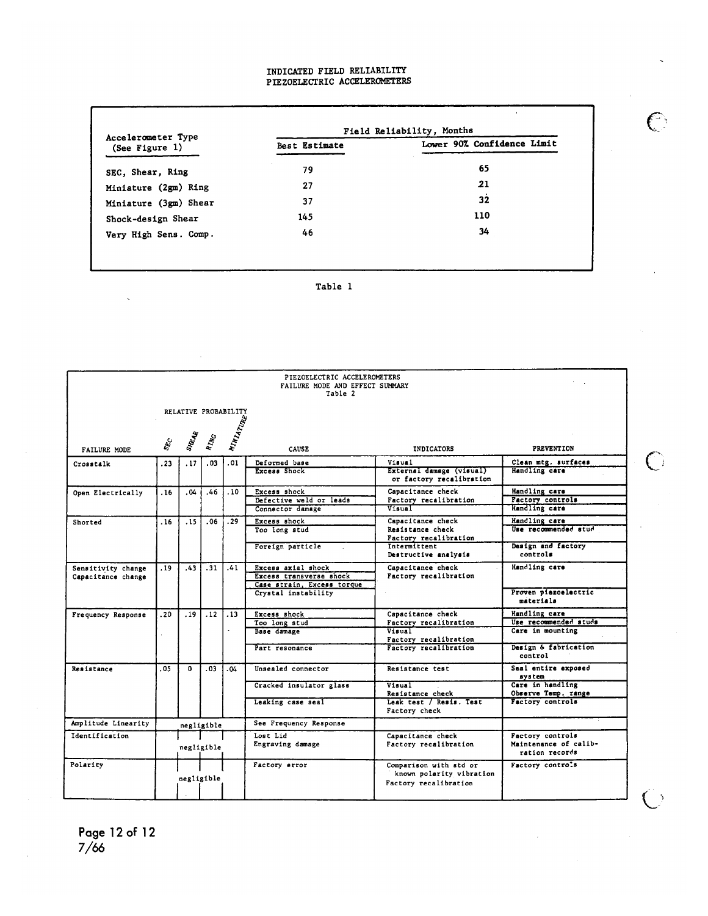# INDICATED FIELD RELIABILITY
# PIEZOELECTRIC ACCELEROMETERS

| Accelerometer Type (See Figure 1) | Field Reliability, Months | |
|---|---|---|
| | Best Estimate | Lower 90% Confidence Limit |
| SEC, Shear, Ring | 79 | 65 |
| Miniature (2gm) Ring | 27 | 21 |
| Miniature (3gm) Shear | 37 | 32 |
| Shock-design Shear | 145 | 110 |
| Very High Sens. Comp. | 46 | 34 |

Table 1

## PIEZOELECTRIC ACCELEROMETERS
## FAILURE MODE AND EFFECT SUMMARY
Table 2

| FAILURE MODE | RELATIVE PROBABILITY | | | | CAUSE | INDICATORS | PREVENTION |
|---|---|---|---|---|---|---|---|
| | SEC | SHEAR | RING | MINIATURE | | | |
| Crosstalk | .23 | .17 | .03 | .01 | Deformed base | Visual | Clean mtg. surfaces |
| | | | | | Excess Shock | External damage (visual) or factory recalibration | Handling care |
| Open Electrically | .16 | .04 | .46 | .10 | Excess shock | Capacitance check | Handling care |
| | | | | | Defective weld or leads | Factory recalibration | Factory controls |
| | | | | | Connector damage | Visual | Handling care |
| Shorted | .16 | .15 | .06 | .29 | Excess shock | Capacitance check | Handling care |
| | | | | | Too long stud | Resistance check Factory recalibration | Use recommended stud |
| | | | | | Foreign particle | Intermittent Destructive analysis | Design and factory controls |
| Sensitivity change Capacitance change | .19 | .43 | .31 | .41 | Excess axial shock | Capacitance check Factory recalibration | Handling care |
| | | | | | Excess transverse shock | | |
| | | | | | Case strain, Excess torque | | |
| | | | | | Crystal instability | | Proven piezoelectric materials |
| Frequency Response | .20 | .19 | .12 | .13 | Excess shock | Capacitance check | Handling care |
| | | | | | Too long stud | Factory recalibration | Use recommended studs |
| | | | | | Base damage | Visual Factory recalibration | Care in mounting |
| | | | | | Part resonance | Factory recalibration | Design & fabrication control |
| Resistance | .05 | 0 | .03 | .04 | Unsealed connector | Resistance test | Seal entire exposed system |
| | | | | | Cracked insulator glass | Visual Resistance check | Care in handling Observe Temp. range |
| | | | | | Leaking case seal | Leak test / Resis. Test Factory check | Factory controls |
| Amplitude Linearity | negligible | | | | See Frequency Response | | |
| Identification | negligible | | | | Lost Lid Engraving damage | Capacitance check Factory recalibration | Factory controls Maintenance of calibration records |
| Polarity | negligible | | | | Factory error | Comparison with std or known polarity vibration Factory recalibration | Factory controls |

7/66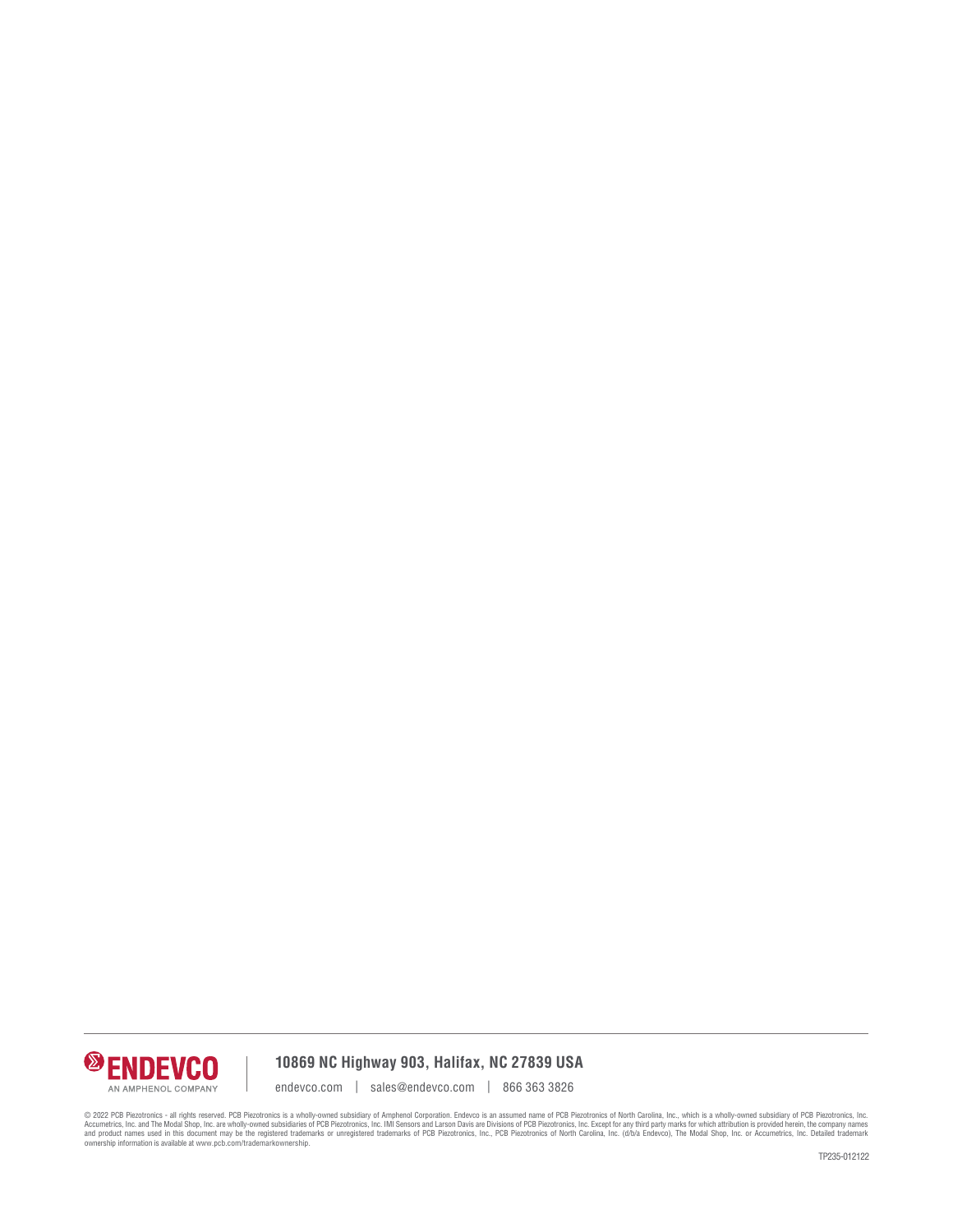**ENDEVCO**
AN AMPHENOL COMPANY

**10869 NC Highway 903, Halifax, NC 27839 USA**

endevco.com | sales@endevco.com | 866 363 3826

© 2022 PCB Piezotronics - all rights reserved. PCB Piezotronics is a wholly-owned subsidiary of Amphenol Corporation. Endevco is an assumed name of PCB Piezotronics of North Carolina, Inc., which is a wholly-owned subsidiary of PCB Piezotronics, Inc. Accumetrics, Inc. and The Modal Shop, Inc. are wholly-owned subsidiaries of PCB Piezotronics, Inc. IMI Sensors and Larson Davis are Divisions of PCB Piezotronics, Inc. Except for any third party marks for which attribution is provided herein, the company names and product names used in this document may be the registered trademarks or unregistered trademarks of PCB Piezotronics, Inc., PCB Piezotronics of North Carolina, Inc. (d/b/a Endevco), The Modal Shop, Inc. or Accumetrics, Inc. Detailed trademark ownership information is available at www.pcb.com/trademarkownership.

TP235-012122